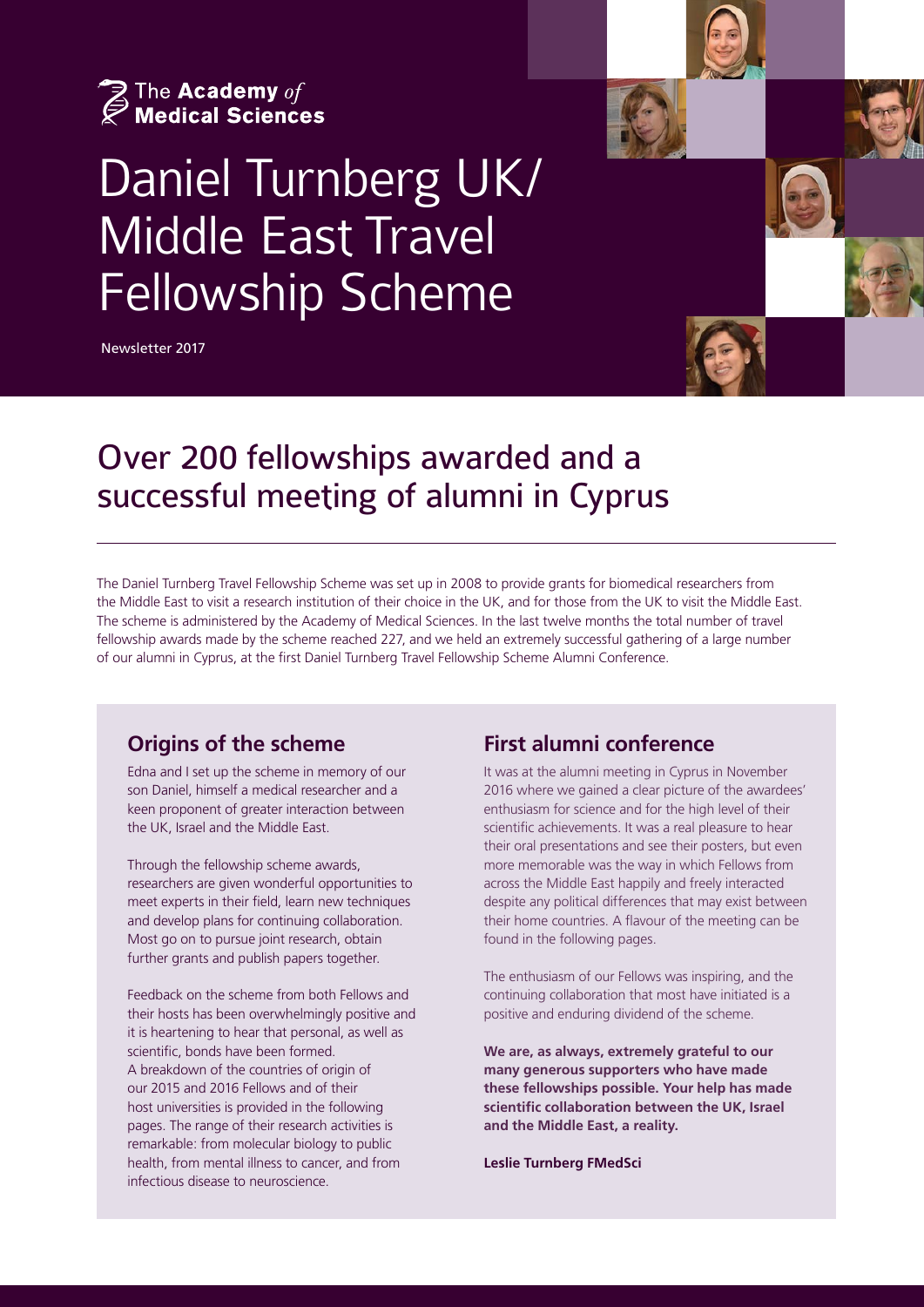The Academy *of* Medical Sciences

# Daniel Turnberg UK/ Middle East Travel Fellowship Scheme

Newsletter 2017

## Over 200 fellowships awarded and a successful meeting of alumni in Cyprus

The Daniel Turnberg Travel Fellowship Scheme was set up in 2008 to provide grants for biomedical researchers from the Middle East to visit a research institution of their choice in the UK, and for those from the UK to visit the Middle East. The scheme is administered by the Academy of Medical Sciences. In the last twelve months the total number of travel fellowship awards made by the scheme reached 227, and we held an extremely successful gathering of a large number of our alumni in Cyprus, at the first Daniel Turnberg Travel Fellowship Scheme Alumni Conference.

### Origins of the scheme

Edna and I set up the scheme in memory of our son Daniel, himself a medical researcher and a keen proponent of greater interaction between the UK, Israel and the Middle East.

Through the fellowship scheme awards, researchers are given wonderful opportunities to meet experts in their field, learn new techniques and develop plans for continuing collaboration. Most go on to pursue joint research, obtain further grants and publish papers together.

Feedback on the scheme from both Fellows and their hosts has been overwhelmingly positive and it is heartening to hear that personal, as well as scientific, bonds have been formed. A breakdown of the countries of origin of our 2015 and 2016 Fellows and of their host universities is provided in the following pages. The range of their research activities is remarkable: from molecular biology to public health, from mental illness to cancer, and from infectious disease to neuroscience.

### First alumni conference

It was at the alumni meeting in Cyprus in November 2016 where we gained a clear picture of the awardees' enthusiasm for science and for the high level of their scientific achievements. It was a real pleasure to hear their oral presentations and see their posters, but even more memorable was the way in which Fellows from across the Middle East happily and freely interacted despite any political differences that may exist between their home countries. A flavour of the meeting can be found in the following pages.

The enthusiasm of our Fellows was inspiring, and the continuing collaboration that most have initiated is a positive and enduring dividend of the scheme.

**We are, as always, extremely grateful to our many generous supporters who have made these fellowships possible. Your help has made scientific collaboration between the UK, Israel and the Middle East, a reality.**

**Leslie Turnberg FMedSci**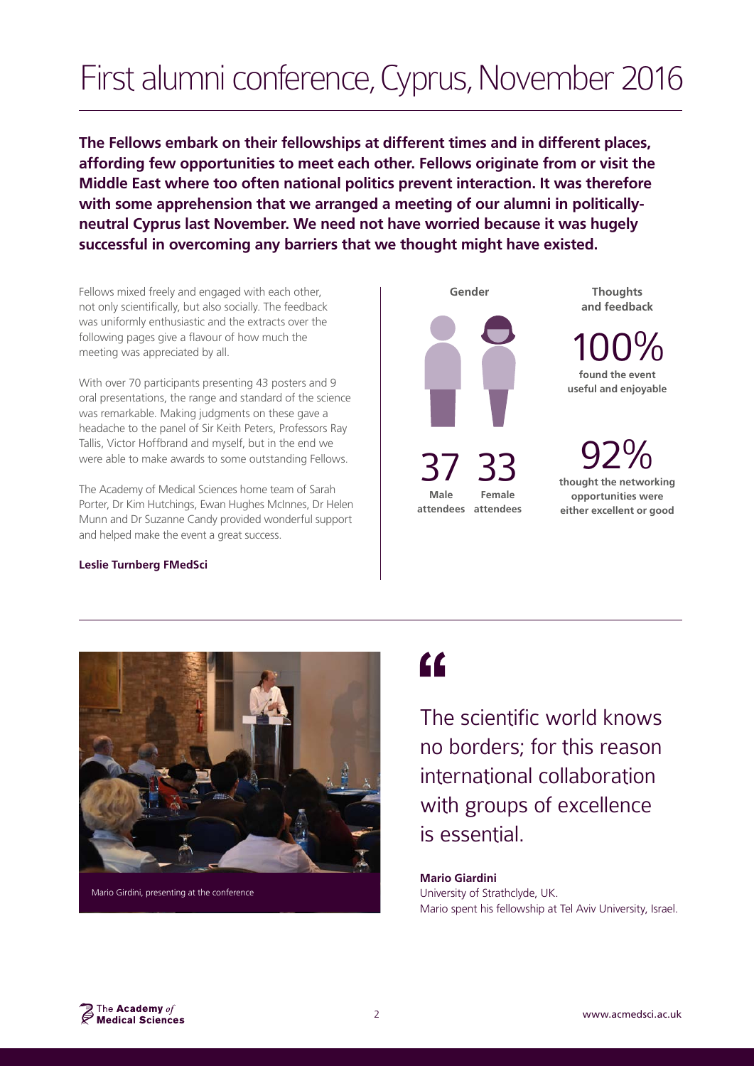# First alumni conference, Cyprus, November 2016

**The Fellows embark on their fellowships at different times and in different places, affording few opportunities to meet each other. Fellows originate from or visit the Middle East where too often national politics prevent interaction. It was therefore with some apprehension that we arranged a meeting of our alumni in politically-neutral Cyprus last November. We need not have worried because it was hugely successful in overcoming any barriers that we thought might have existed.**

Fellows mixed freely and engaged with each other, not only scientifically, but also socially. The feedback was uniformly enthusiastic and the extracts over the following pages give a flavour of how much the meeting was appreciated by all.

With over 70 participants presenting 43 posters and 9 oral presentations, the range and standard of the science was remarkable. Making judgments on these gave a headache to the panel of Sir Keith Peters, Professors Ray Tallis, Victor Hoffbrand and myself, but in the end we were able to make awards to some outstanding Fellows.

The Academy of Medical Sciences home team of Sarah Porter, Dr Kim Hutchings, Ewan Hughes McInnes, Dr Helen Munn and Dr Suzanne Candy provided wonderful support and helped make the event a great success.

**Leslie Turnberg FMedSci**

**Gender**

37 **Male attendees**

33 **Female attendees**

**Thoughts and feedback**

100% **found the event useful and enjoyable**

92% **thought the networking opportunities were either excellent or good**

Mario Girdini, presenting at the conference

> The scientific world knows no borders; for this reason international collaboration with groups of excellence is essential.

**Mario Giardini**
University of Strathclyde, UK.
Mario spent his fellowship at Tel Aviv University, Israel.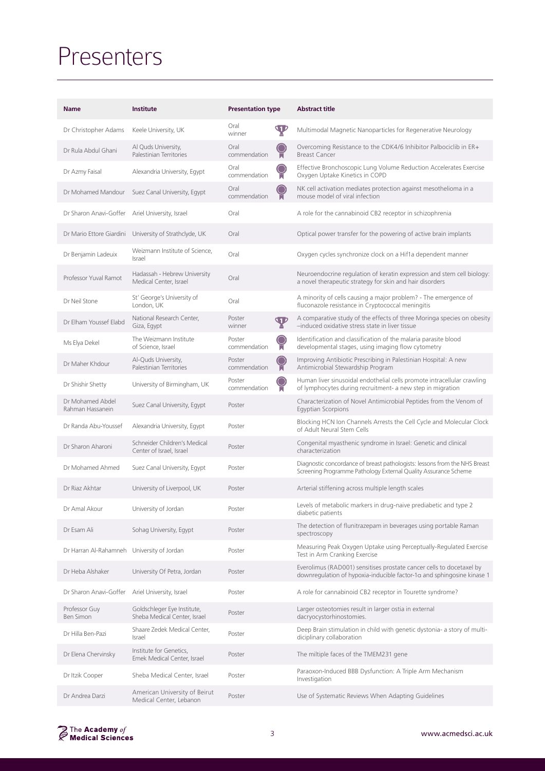# Presenters

| Name | Institute | Presentation type | Abstract title |
|---|---|---|---|
| Dr Christopher Adams | Keele University, UK | Oral winner | Multimodal Magnetic Nanoparticles for Regenerative Neurology |
| Dr Rula Abdul Ghani | Al Quds University, Palestinian Territories | Oral commendation | Overcoming Resistance to the CDK4/6 Inhibitor Palbociclib in ER+ Breast Cancer |
| Dr Azmy Faisal | Alexandria University, Egypt | Oral commendation | Effective Bronchoscopic Lung Volume Reduction Accelerates Exercise Oxygen Uptake Kinetics in COPD |
| Dr Mohamed Mandour | Suez Canal University, Egypt | Oral commendation | NK cell activation mediates protection against mesothelioma in a mouse model of viral infection |
| Dr Sharon Anavi-Goffer | Ariel University, Israel | Oral | A role for the cannabinoid CB2 receptor in schizophrenia |
| Dr Mario Ettore Giardini | University of Strathclyde, UK | Oral | Optical power transfer for the powering of active brain implants |
| Dr Benjamin Ladeuix | Weizmann Institute of Science, Israel | Oral | Oxygen cycles synchronize clock on a Hif1a dependent manner |
| Professor Yuval Ramot | Hadassah - Hebrew University Medical Center, Israel | Oral | Neuroendocrine regulation of keratin expression and stem cell biology: a novel therapeutic strategy for skin and hair disorders |
| Dr Neil Stone | St' George's University of London, UK | Oral | A minority of cells causing a major problem? - The emergence of fluconazole resistance in Cryptococcal meningitis |
| Dr Elham Youssef Elabd | National Research Center, Giza, Egypt | Poster winner | A comparative study of the effects of three Moringa species on obesity –induced oxidative stress state in liver tissue |
| Ms Elya Dekel | The Weizmann Institute of Science, Israel | Poster commendation | Identification and classification of the malaria parasite blood developmental stages, using imaging flow cytometry |
| Dr Maher Khdour | Al-Quds University, Palestinian Territories | Poster commendation | Improving Antibiotic Prescribing in Palestinian Hospital: A new Antimicrobial Stewardship Program |
| Dr Shishir Shetty | University of Birmingham, UK | Poster commendation | Human liver sinusoidal endothelial cells promote intracellular crawling of lymphocytes during recruitment- a new step in migration |
| Dr Mohamed Abdel Rahman Hassanein | Suez Canal University, Egypt | Poster | Characterization of Novel Antimicrobial Peptides from the Venom of Egyptian Scorpions |
| Dr Randa Abu-Youssef | Alexandria University, Egypt | Poster | Blocking HCN Ion Channels Arrests the Cell Cycle and Molecular Clock of Adult Neural Stem Cells |
| Dr Sharon Aharoni | Schneider Children's Medical Center of Israel, Israel | Poster | Congenital myasthenic syndrome in Israel: Genetic and clinical characterization |
| Dr Mohamed Ahmed | Suez Canal University, Egypt | Poster | Diagnostic concordance of breast pathologists: lessons from the NHS Breast Screening Programme Pathology External Quality Assurance Scheme |
| Dr Riaz Akhtar | University of Liverpool, UK | Poster | Arterial stiffening across multiple length scales |
| Dr Amal Akour | University of Jordan | Poster | Levels of metabolic markers in drug-naive prediabetic and type 2 diabetic patients |
| Dr Esam Ali | Sohag University, Egypt | Poster | The detection of flunitrazepam in beverages using portable Raman spectroscopy |
| Dr Harran Al-Rahamneh | University of Jordan | Poster | Measuring Peak Oxygen Uptake using Perceptually-Regulated Exercise Test in Arm Cranking Exercise |
| Dr Heba Alshaker | University Of Petra, Jordan | Poster | Everolimus (RAD001) sensitises prostate cancer cells to docetaxel by downregulation of hypoxia-inducible factor-1α and sphingosine kinase 1 |
| Dr Sharon Anavi-Goffer | Ariel University, Israel | Poster | A role for cannabinoid CB2 receptor in Tourette syndrome? |
| Professor Guy Ben Simon | Goldschleger Eye Institute, Sheba Medical Center, Israel | Poster | Larger osteotomies result in larger ostia in external dacryocystorhinostomies. |
| Dr Hilla Ben-Pazi | Shaare Zedek Medical Center, Israel | Poster | Deep Brain stimulation in child with genetic dystonia- a story of multi-diciplinary collaboration |
| Dr Elena Chervinsky | Institute for Genetics, Emek Medical Center, Israel | Poster | The miltiple faces of the TMEM231 gene |
| Dr Itzik Cooper | Sheba Medical Center, Israel | Poster | Paraoxon-Induced BBB Dysfunction: A Triple Arm Mechanism Investigation |
| Dr Andrea Darzi | American University of Beirut Medical Center, Lebanon | Poster | Use of Systematic Reviews When Adapting Guidelines |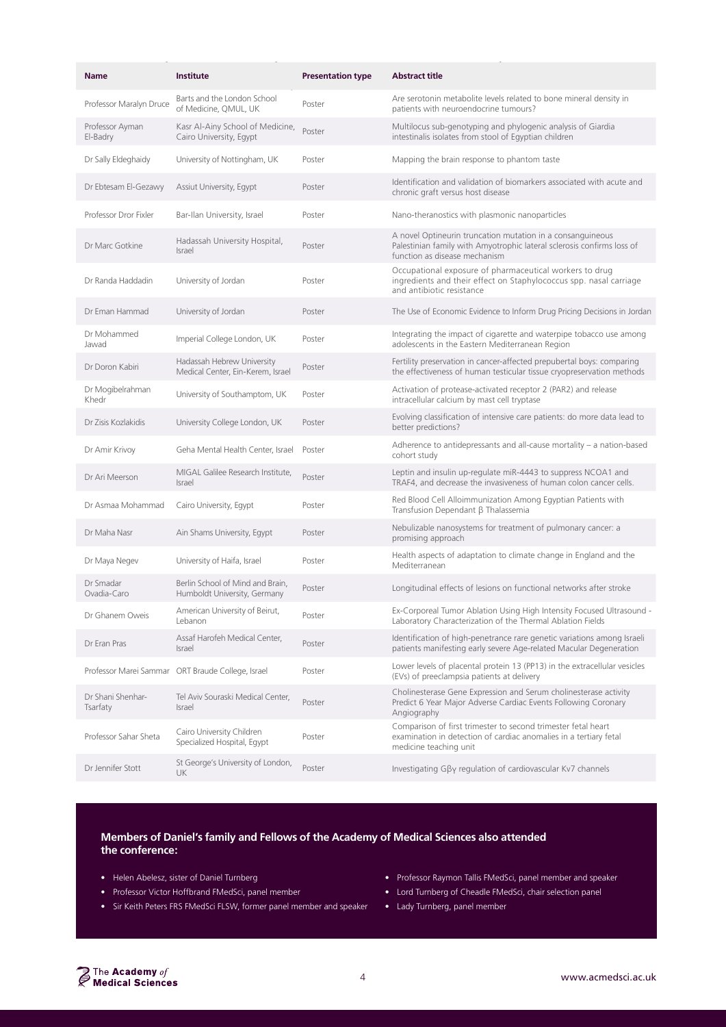| Name | Institute | Presentation type | Abstract title |
|---|---|---|---|
| Professor Maralyn Druce | Barts and the London School of Medicine, QMUL, UK | Poster | Are serotonin metabolite levels related to bone mineral density in patients with neuroendocrine tumours? |
| Professor Ayman El-Badry | Kasr Al-Ainy School of Medicine, Cairo University, Egypt | Poster | Multilocus sub-genotyping and phylogenic analysis of Giardia intestinalis isolates from stool of Egyptian children |
| Dr Sally Eldeghaidy | University of Nottingham, UK | Poster | Mapping the brain response to phantom taste |
| Dr Ebtesam El-Gezawy | Assiut University, Egypt | Poster | Identification and validation of biomarkers associated with acute and chronic graft versus host disease |
| Professor Dror Fixler | Bar-Ilan University, Israel | Poster | Nano-theranostics with plasmonic nanoparticles |
| Dr Marc Gotkine | Hadassah University Hospital, Israel | Poster | A novel Optineurin truncation mutation in a consanguineous Palestinian family with Amyotrophic lateral sclerosis confirms loss of function as disease mechanism |
| Dr Randa Haddadin | University of Jordan | Poster | Occupational exposure of pharmaceutical workers to drug ingredients and their effect on Staphylococcus spp. nasal carriage and antibiotic resistance |
| Dr Eman Hammad | University of Jordan | Poster | The Use of Economic Evidence to Inform Drug Pricing Decisions in Jordan |
| Dr Mohammed Jawad | Imperial College London, UK | Poster | Integrating the impact of cigarette and waterpipe tobacco use among adolescents in the Eastern Mediterranean Region |
| Dr Doron Kabiri | Hadassah Hebrew University Medical Center, Ein-Kerem, Israel | Poster | Fertility preservation in cancer-affected prepubertal boys: comparing the effectiveness of human testicular tissue cryopreservation methods |
| Dr Mogibelrahman Khedr | University of Southamptom, UK | Poster | Activation of protease-activated receptor 2 (PAR2) and release intracellular calcium by mast cell tryptase |
| Dr Zisis Kozlakidis | University College London, UK | Poster | Evolving classification of intensive care patients: do more data lead to better predictions? |
| Dr Amir Krivoy | Geha Mental Health Center, Israel | Poster | Adherence to antidepressants and all-cause mortality – a nation-based cohort study |
| Dr Ari Meerson | MIGAL Galilee Research Institute, Israel | Poster | Leptin and insulin up-regulate miR-4443 to suppress NCOA1 and TRAF4, and decrease the invasiveness of human colon cancer cells. |
| Dr Asmaa Mohammad | Cairo University, Egypt | Poster | Red Blood Cell Alloimmunization Among Egyptian Patients with Transfusion Dependant β Thalassemia |
| Dr Maha Nasr | Ain Shams University, Egypt | Poster | Nebulizable nanosystems for treatment of pulmonary cancer: a promising approach |
| Dr Maya Negev | University of Haifa, Israel | Poster | Health aspects of adaptation to climate change in England and the Mediterranean |
| Dr Smadar Ovadia-Caro | Berlin School of Mind and Brain, Humboldt University, Germany | Poster | Longitudinal effects of lesions on functional networks after stroke |
| Dr Ghanem Oweis | American University of Beirut, Lebanon | Poster | Ex-Corporeal Tumor Ablation Using High Intensity Focused Ultrasound - Laboratory Characterization of the Thermal Ablation Fields |
| Dr Eran Pras | Assaf Harofeh Medical Center, Israel | Poster | Identification of high-penetrance rare genetic variations among Israeli patients manifesting early severe Age-related Macular Degeneration |
| Professor Marei Sammar | ORT Braude College, Israel | Poster | Lower levels of placental protein 13 (PP13) in the extracellular vesicles (EVs) of preeclampsia patients at delivery |
| Dr Shani Shenhar-Tsarfaty | Tel Aviv Souraski Medical Center, Israel | Poster | Cholinesterase Gene Expression and Serum cholinesterase activity Predict 6 Year Major Adverse Cardiac Events Following Coronary Angiography |
| Professor Sahar Sheta | Cairo University Children Specialized Hospital, Egypt | Poster | Comparison of first trimester to second trimester fetal heart examination in detection of cardiac anomalies in a tertiary fetal medicine teaching unit |
| Dr Jennifer Stott | St George's University of London, UK | Poster | Investigating Gβγ regulation of cardiovascular Kv7 channels |

**Members of Daniel's family and Fellows of the Academy of Medical Sciences also attended the conference:**

- Helen Abelesz, sister of Daniel Turnberg
- Professor Victor Hoffbrand FMedSci, panel member
- Sir Keith Peters FRS FMedSci FLSW, former panel member and speaker
- Professor Raymon Tallis FMedSci, panel member and speaker
- Lord Turnberg of Cheadle FMedSci, chair selection panel
- Lady Turnberg, panel member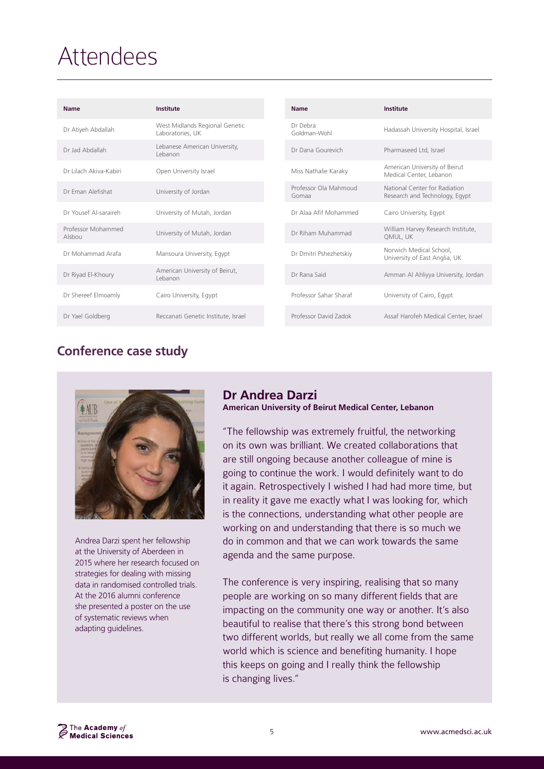# Attendees

| Name | Institute |
|---|---|
| Dr Atiyeh Abdallah | West Midlands Regional Genetic Laboratories, UK |
| Dr Jad Abdallah | Lebanese American University, Lebanon |
| Dr Lilach Akiva-Kabiri | Open University Israel |
| Dr Eman Alefishat | University of Jordan |
| Dr Yousef Al-saraireh | University of Mutah, Jordan |
| Professor Mohammed Alsbou | University of Mutah, Jordan |
| Dr Mohammad Arafa | Mansoura University, Egypt |
| Dr Riyad El-Khoury | American University of Beirut, Lebanon |
| Dr Shereef Elmoamly | Cairo University, Egypt |
| Dr Yael Goldberg | Reccanati Genetic Institute, Israel |
| Dr Debra Goldman-Wohl | Hadassah University Hospital, Israel |
| Dr Dana Gourevich | Pharmaseed Ltd, Israel |
| Miss Nathalie Karaky | American University of Beirut Medical Center, Lebanon |
| Professor Ola Mahmoud Gomaa | National Center for Radiation Research and Technology, Egypt |
| Dr Alaa Afif Mohammed | Cairo University, Egypt |
| Dr Riham Muhammad | William Harvey Research Institute, QMUL, UK |
| Dr Dmitri Pshezhetskiy | Norwich Medical School, University of East Anglia, UK |
| Dr Rana Said | Amman Al Ahliyya University, Jordan |
| Professor Sahar Sharaf | University of Cairo, Egypt |
| Professor David Zadok | Assaf Harofeh Medical Center, Israel |

## Conference case study

Andrea Darzi spent her fellowship at the University of Aberdeen in 2015 where her research focused on strategies for dealing with missing data in randomised controlled trials. At the 2016 alumni conference she presented a poster on the use of systematic reviews when adapting guidelines.

### Dr Andrea Darzi

**American University of Beirut Medical Center, Lebanon**

"The fellowship was extremely fruitful, the networking on its own was brilliant. We created collaborations that are still ongoing because another colleague of mine is going to continue the work. I would definitely want to do it again. Retrospectively I wished I had had more time, but in reality it gave me exactly what I was looking for, which is the connections, understanding what other people are working on and understanding that there is so much we do in common and that we can work towards the same agenda and the same purpose.

The conference is very inspiring, realising that so many people are working on so many different fields that are impacting on the community one way or another. It's also beautiful to realise that there's this strong bond between two different worlds, but really we all come from the same world which is science and benefiting humanity. I hope this keeps on going and I really think the fellowship is changing lives."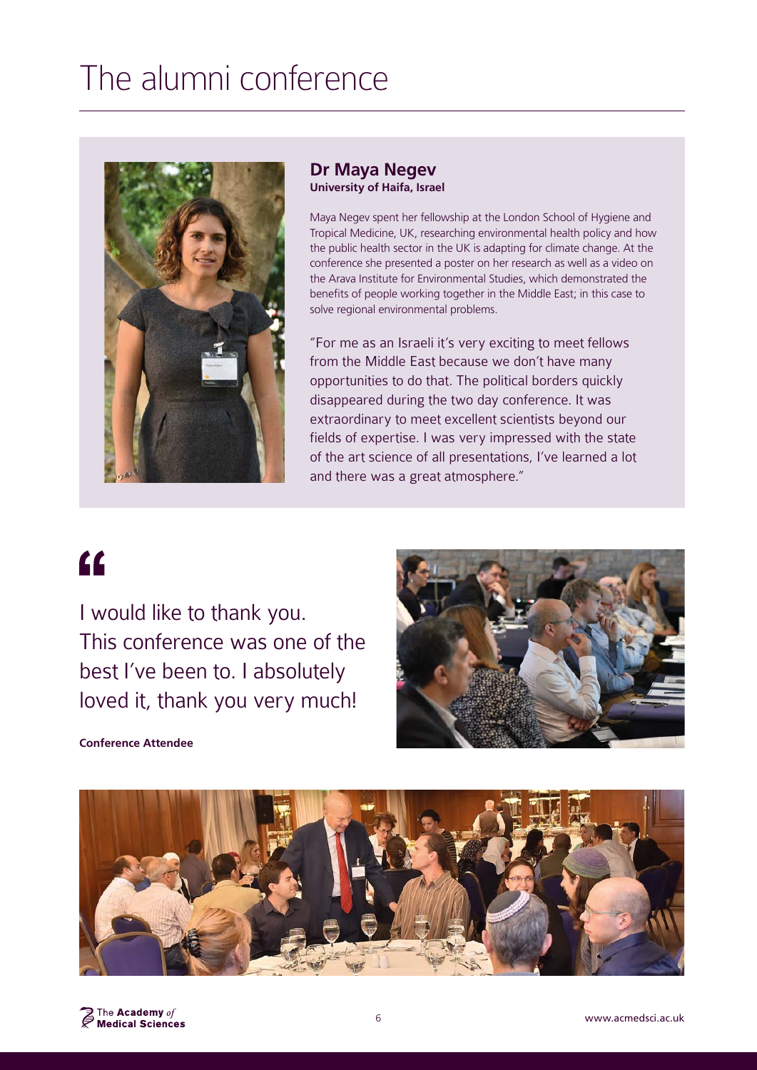# The alumni conference

### Dr Maya Negev
**University of Haifa, Israel**

Maya Negev spent her fellowship at the London School of Hygiene and Tropical Medicine, UK, researching environmental health policy and how the public health sector in the UK is adapting for climate change. At the conference she presented a poster on her research as well as a video on the Arava Institute for Environmental Studies, which demonstrated the benefits of people working together in the Middle East; in this case to solve regional environmental problems.

"For me as an Israeli it's very exciting to meet fellows from the Middle East because we don't have many opportunities to do that. The political borders quickly disappeared during the two day conference. It was extraordinary to meet excellent scientists beyond our fields of expertise. I was very impressed with the state of the art science of all presentations, I've learned a lot and there was a great atmosphere."

> "
>
> I would like to thank you. This conference was one of the best I've been to. I absolutely loved it, thank you very much!
>
> **Conference Attendee**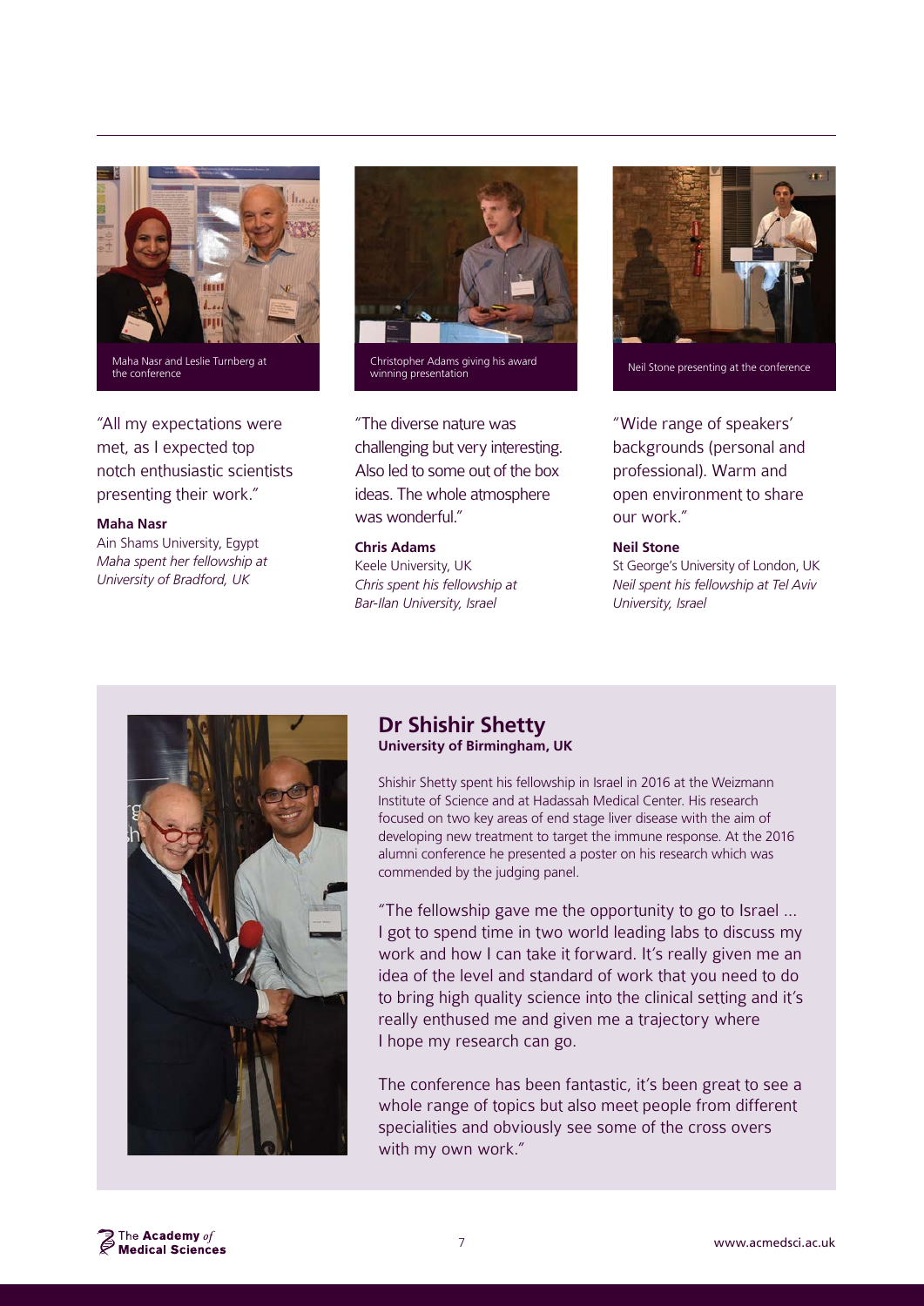Maha Nasr and Leslie Turnberg at the conference

"All my expectations were met, as I expected top notch enthusiastic scientists presenting their work."

**Maha Nasr**
Ain Shams University, Egypt
*Maha spent her fellowship at University of Bradford, UK*

Christopher Adams giving his award winning presentation

"The diverse nature was challenging but very interesting. Also led to some out of the box ideas. The whole atmosphere was wonderful."

**Chris Adams**
Keele University, UK
*Chris spent his fellowship at Bar-Ilan University, Israel*

Neil Stone presenting at the conference

"Wide range of speakers' backgrounds (personal and professional). Warm and open environment to share our work."

**Neil Stone**
St George's University of London, UK
*Neil spent his fellowship at Tel Aviv University, Israel*

## Dr Shishir Shetty

**University of Birmingham, UK**

Shishir Shetty spent his fellowship in Israel in 2016 at the Weizmann Institute of Science and at Hadassah Medical Center. His research focused on two key areas of end stage liver disease with the aim of developing new treatment to target the immune response. At the 2016 alumni conference he presented a poster on his research which was commended by the judging panel.

"The fellowship gave me the opportunity to go to Israel ... I got to spend time in two world leading labs to discuss my work and how I can take it forward. It's really given me an idea of the level and standard of work that you need to do to bring high quality science into the clinical setting and it's really enthused me and given me a trajectory where I hope my research can go.

The conference has been fantastic, it's been great to see a whole range of topics but also meet people from different specialities and obviously see some of the cross overs with my own work."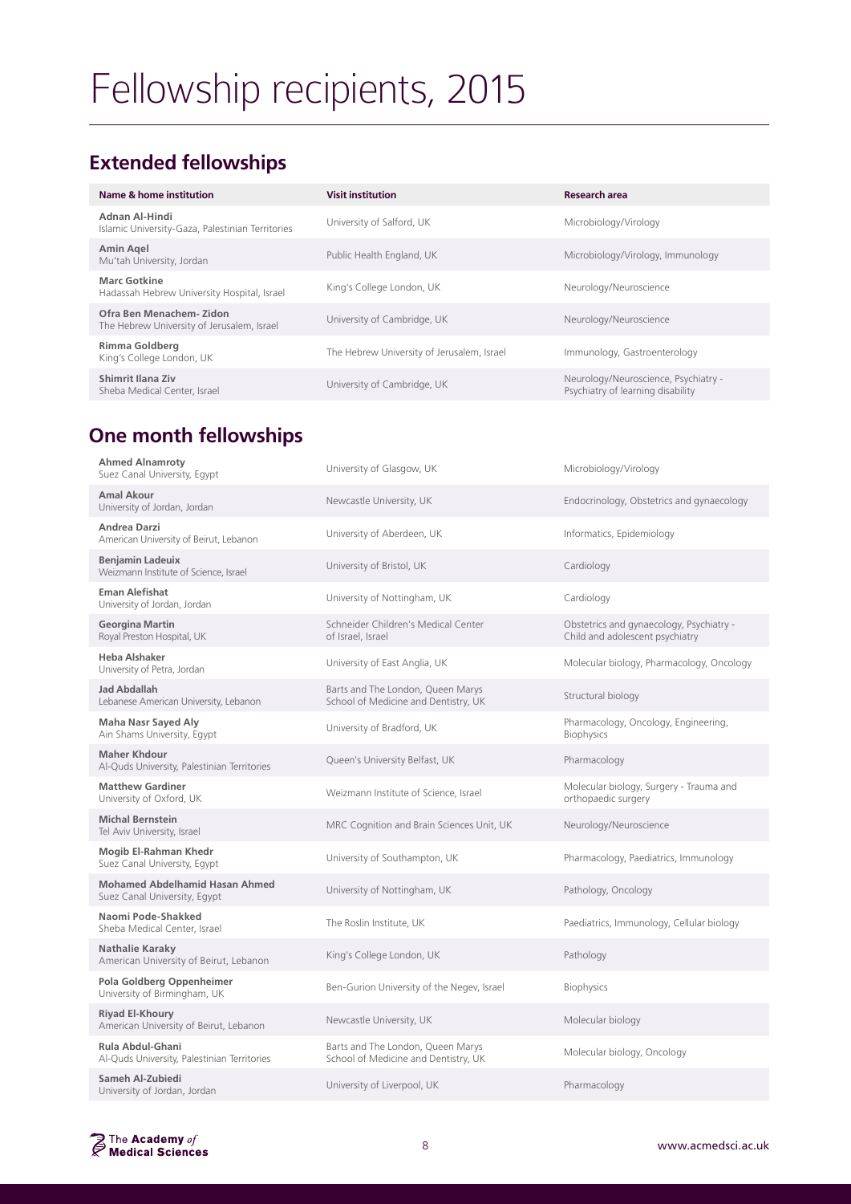# Fellowship recipients, 2015

## Extended fellowships

| Name & home institution | Visit institution | Research area |
|---|---|---|
| **Adnan Al-Hindi**<br>Islamic University-Gaza, Palestinian Territories | University of Salford, UK | Microbiology/Virology |
| **Amin Aqel**<br>Mu'tah University, Jordan | Public Health England, UK | Microbiology/Virology, Immunology |
| **Marc Gotkine**<br>Hadassah Hebrew University Hospital, Israel | King's College London, UK | Neurology/Neuroscience |
| **Ofra Ben Menachem- Zidon**<br>The Hebrew University of Jerusalem, Israel | University of Cambridge, UK | Neurology/Neuroscience |
| **Rimma Goldberg**<br>King's College London, UK | The Hebrew University of Jerusalem, Israel | Immunology, Gastroenterology |
| **Shimrit Ilana Ziv**<br>Sheba Medical Center, Israel | University of Cambridge, UK | Neurology/Neuroscience, Psychiatry - Psychiatry of learning disability |

## One month fellowships

| Name & home institution | Visit institution | Research area |
|---|---|---|
| **Ahmed Alnamroty**<br>Suez Canal University, Egypt | University of Glasgow, UK | Microbiology/Virology |
| **Amal Akour**<br>University of Jordan, Jordan | Newcastle University, UK | Endocrinology, Obstetrics and gynaecology |
| **Andrea Darzi**<br>American University of Beirut, Lebanon | University of Aberdeen, UK | Informatics, Epidemiology |
| **Benjamin Ladeuix**<br>Weizmann Institute of Science, Israel | University of Bristol, UK | Cardiology |
| **Eman Alefishat**<br>University of Jordan, Jordan | University of Nottingham, UK | Cardiology |
| **Georgina Martin**<br>Royal Preston Hospital, UK | Schneider Children's Medical Center of Israel, Israel | Obstetrics and gynaecology, Psychiatry - Child and adolescent psychiatry |
| **Heba Alshaker**<br>University of Petra, Jordan | University of East Anglia, UK | Molecular biology, Pharmacology, Oncology |
| **Jad Abdallah**<br>Lebanese American University, Lebanon | Barts and The London, Queen Marys School of Medicine and Dentistry, UK | Structural biology |
| **Maha Nasr Sayed Aly**<br>Ain Shams University, Egypt | University of Bradford, UK | Pharmacology, Oncology, Engineering, Biophysics |
| **Maher Khdour**<br>Al-Quds University, Palestinian Territories | Queen's University Belfast, UK | Pharmacology |
| **Matthew Gardiner**<br>University of Oxford, UK | Weizmann Institute of Science, Israel | Molecular biology, Surgery - Trauma and orthopaedic surgery |
| **Michal Bernstein**<br>Tel Aviv University, Israel | MRC Cognition and Brain Sciences Unit, UK | Neurology/Neuroscience |
| **Mogib El-Rahman Khedr**<br>Suez Canal University, Egypt | University of Southampton, UK | Pharmacology, Paediatrics, Immunology |
| **Mohamed Abdelhamid Hasan Ahmed**<br>Suez Canal University, Egypt | University of Nottingham, UK | Pathology, Oncology |
| **Naomi Pode-Shakked**<br>Sheba Medical Center, Israel | The Roslin Institute, UK | Paediatrics, Immunology, Cellular biology |
| **Nathalie Karaky**<br>American University of Beirut, Lebanon | King's College London, UK | Pathology |
| **Pola Goldberg Oppenheimer**<br>University of Birmingham, UK | Ben-Gurion University of the Negev, Israel | Biophysics |
| **Riyad El-Khoury**<br>American University of Beirut, Lebanon | Newcastle University, UK | Molecular biology |
| **Rula Abdul-Ghani**<br>Al-Quds University, Palestinian Territories | Barts and The London, Queen Marys School of Medicine and Dentistry, UK | Molecular biology, Oncology |
| **Sameh Al-Zubiedi**<br>University of Jordan, Jordan | University of Liverpool, UK | Pharmacology |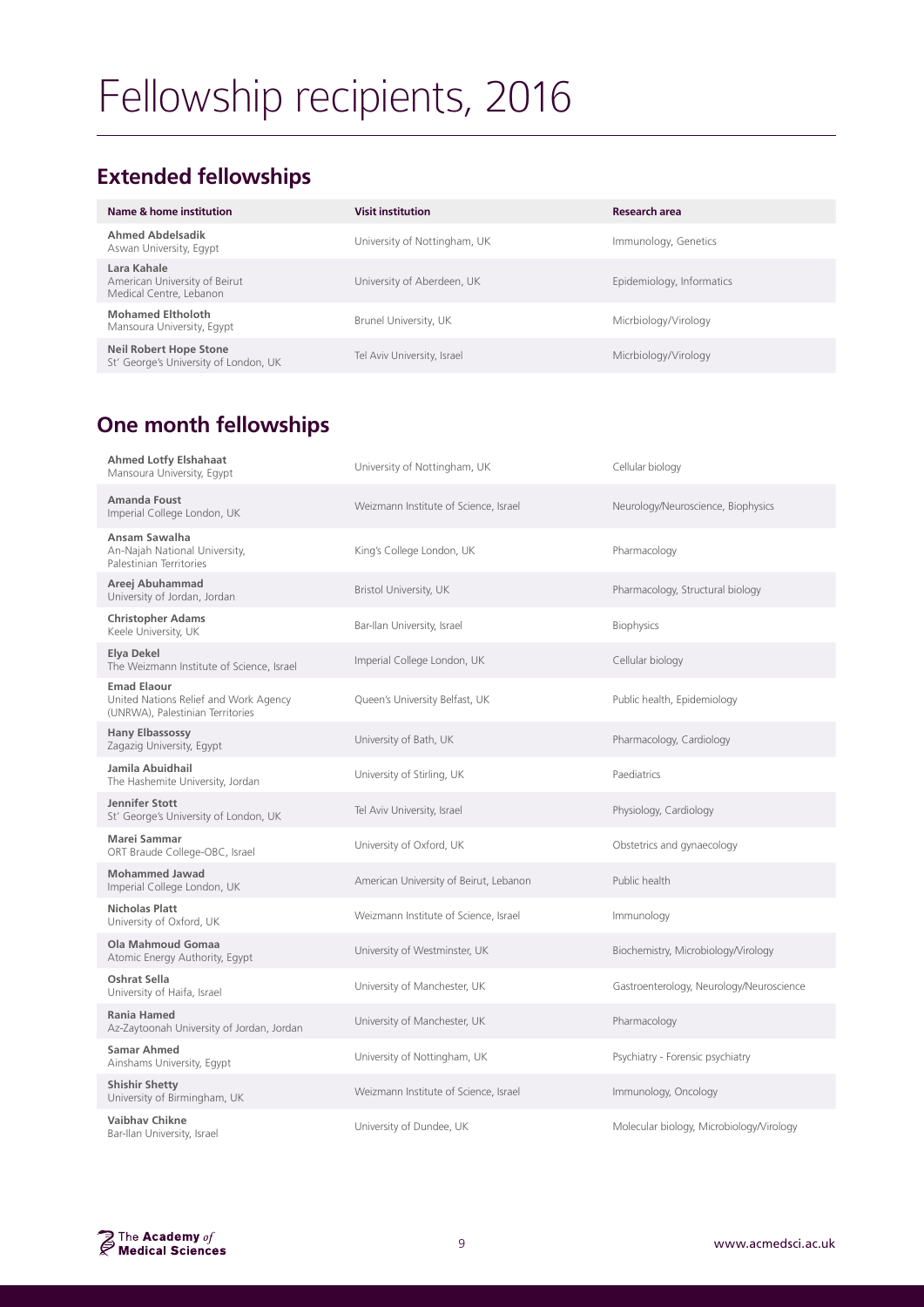# Fellowship recipients, 2016

## Extended fellowships

| Name & home institution | Visit institution | Research area |
|---|---|---|
| **Ahmed Abdelsadik** Aswan University, Egypt | University of Nottingham, UK | Immunology, Genetics |
| **Lara Kahale** American University of Beirut Medical Centre, Lebanon | University of Aberdeen, UK | Epidemiology, Informatics |
| **Mohamed Eltholoth** Mansoura University, Egypt | Brunel University, UK | Micrbiology/Virology |
| **Neil Robert Hope Stone** St' George's University of London, UK | Tel Aviv University, Israel | Micrbiology/Virology |

## One month fellowships

| Name & home institution | Visit institution | Research area |
|---|---|---|
| **Ahmed Lotfy Elshahaat** Mansoura University, Egypt | University of Nottingham, UK | Cellular biology |
| **Amanda Foust** Imperial College London, UK | Weizmann Institute of Science, Israel | Neurology/Neuroscience, Biophysics |
| **Ansam Sawalha** An-Najah National University, Palestinian Territories | King's College London, UK | Pharmacology |
| **Areej Abuhammad** University of Jordan, Jordan | Bristol University, UK | Pharmacology, Structural biology |
| **Christopher Adams** Keele University, UK | Bar-Ilan University, Israel | Biophysics |
| **Elya Dekel** The Weizmann Institute of Science, Israel | Imperial College London, UK | Cellular biology |
| **Emad Elaour** United Nations Relief and Work Agency (UNRWA), Palestinian Territories | Queen's University Belfast, UK | Public health, Epidemiology |
| **Hany Elbassossy** Zagazig University, Egypt | University of Bath, UK | Pharmacology, Cardiology |
| **Jamila Abuidhail** The Hashemite University, Jordan | University of Stirling, UK | Paediatrics |
| **Jennifer Stott** St' George's University of London, UK | Tel Aviv University, Israel | Physiology, Cardiology |
| **Marei Sammar** ORT Braude College-OBC, Israel | University of Oxford, UK | Obstetrics and gynaecology |
| **Mohammed Jawad** Imperial College London, UK | American University of Beirut, Lebanon | Public health |
| **Nicholas Platt** University of Oxford, UK | Weizmann Institute of Science, Israel | Immunology |
| **Ola Mahmoud Gomaa** Atomic Energy Authority, Egypt | University of Westminster, UK | Biochemistry, Microbiology/Virology |
| **Oshrat Sella** University of Haifa, Israel | University of Manchester, UK | Gastroenterology, Neurology/Neuroscience |
| **Rania Hamed** Az-Zaytoonah University of Jordan, Jordan | University of Manchester, UK | Pharmacology |
| **Samar Ahmed** Ainshams University, Egypt | University of Nottingham, UK | Psychiatry - Forensic psychiatry |
| **Shishir Shetty** University of Birmingham, UK | Weizmann Institute of Science, Israel | Immunology, Oncology |
| **Vaibhav Chikne** Bar-Ilan University, Israel | University of Dundee, UK | Molecular biology, Microbiology/Virology |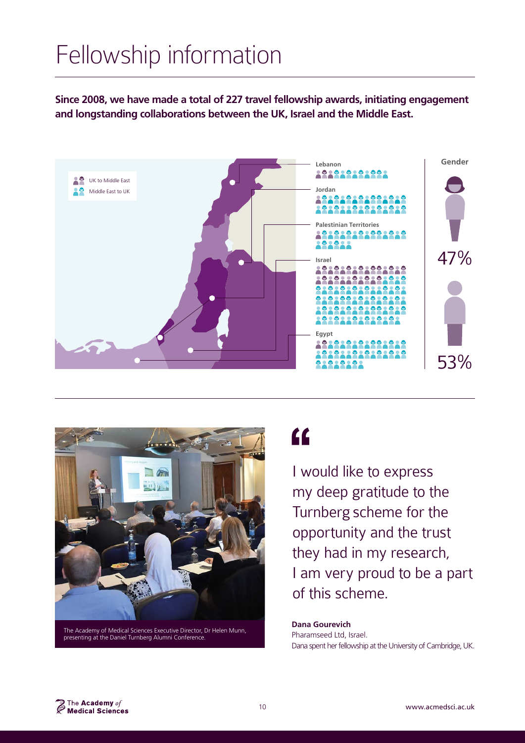# Fellowship information

**Since 2008, we have made a total of 227 travel fellowship awards, initiating engagement and longstanding collaborations between the UK, Israel and the Middle East.**

UK to Middle East

Middle East to UK

Lebanon

Jordan

Palestinian Territories

Israel

Egypt

Gender

47%

53%

The Academy of Medical Sciences Executive Director, Dr Helen Munn, presenting at the Daniel Turnberg Alumni Conference.

> I would like to express my deep gratitude to the Turnberg scheme for the opportunity and the trust they had in my research, I am very proud to be a part of this scheme.

**Dana Gourevich**
Pharamseed Ltd, Israel.
Dana spent her fellowship at the University of Cambridge, UK.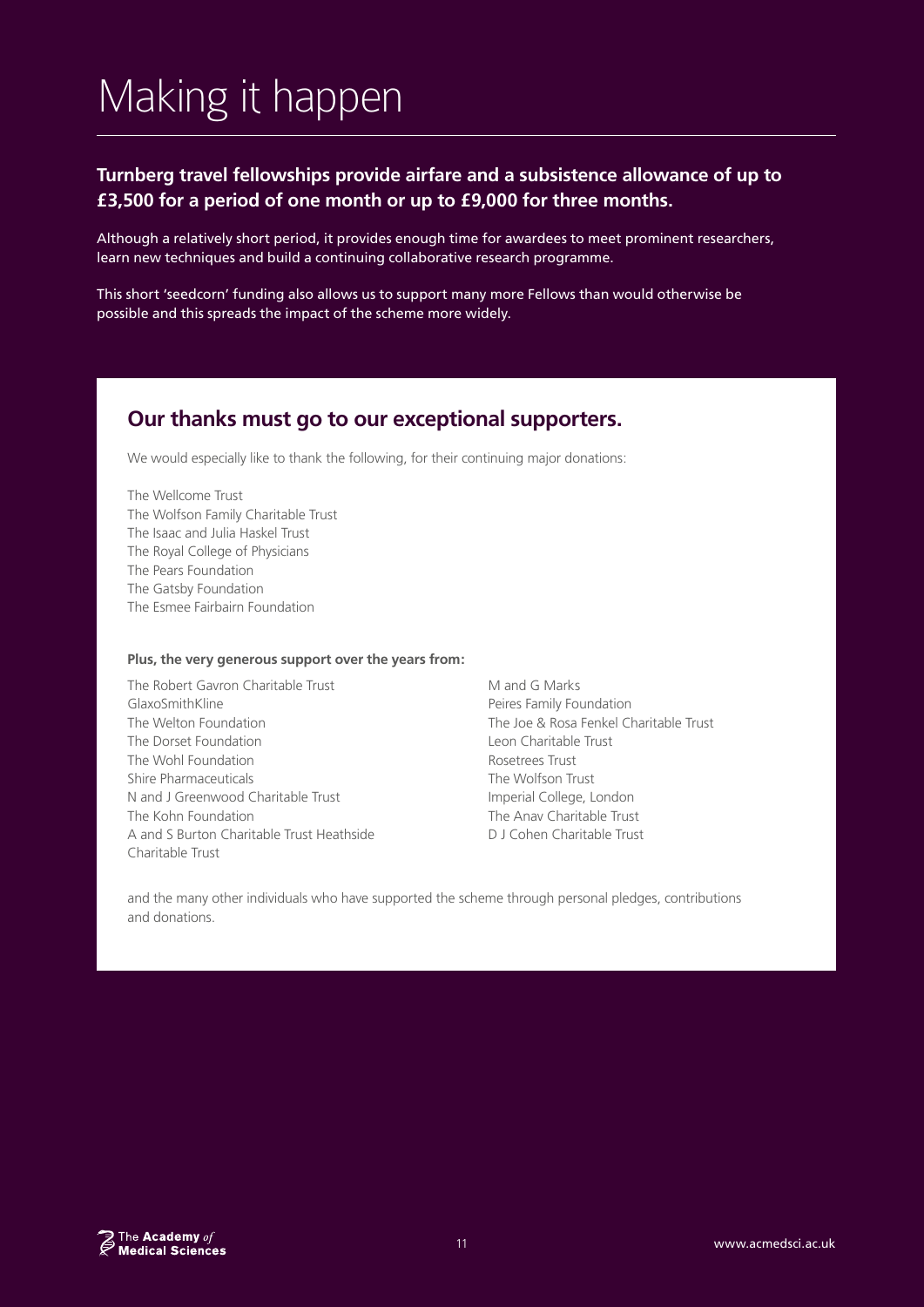# Making it happen

**Turnberg travel fellowships provide airfare and a subsistence allowance of up to £3,500 for a period of one month or up to £9,000 for three months.**

Although a relatively short period, it provides enough time for awardees to meet prominent researchers, learn new techniques and build a continuing collaborative research programme.

This short 'seedcorn' funding also allows us to support many more Fellows than would otherwise be possible and this spreads the impact of the scheme more widely.

## Our thanks must go to our exceptional supporters.

We would especially like to thank the following, for their continuing major donations:

The Wellcome Trust
The Wolfson Family Charitable Trust
The Isaac and Julia Haskel Trust
The Royal College of Physicians
The Pears Foundation
The Gatsby Foundation
The Esmee Fairbairn Foundation

**Plus, the very generous support over the years from:**

The Robert Gavron Charitable Trust
GlaxoSmithKline
The Welton Foundation
The Dorset Foundation
The Wohl Foundation
Shire Pharmaceuticals
N and J Greenwood Charitable Trust
The Kohn Foundation
A and S Burton Charitable Trust Heathside Charitable Trust
M and G Marks
Peires Family Foundation
The Joe & Rosa Fenkel Charitable Trust
Leon Charitable Trust
Rosetrees Trust
The Wolfson Trust
Imperial College, London
The Anav Charitable Trust
D J Cohen Charitable Trust

and the many other individuals who have supported the scheme through personal pledges, contributions and donations.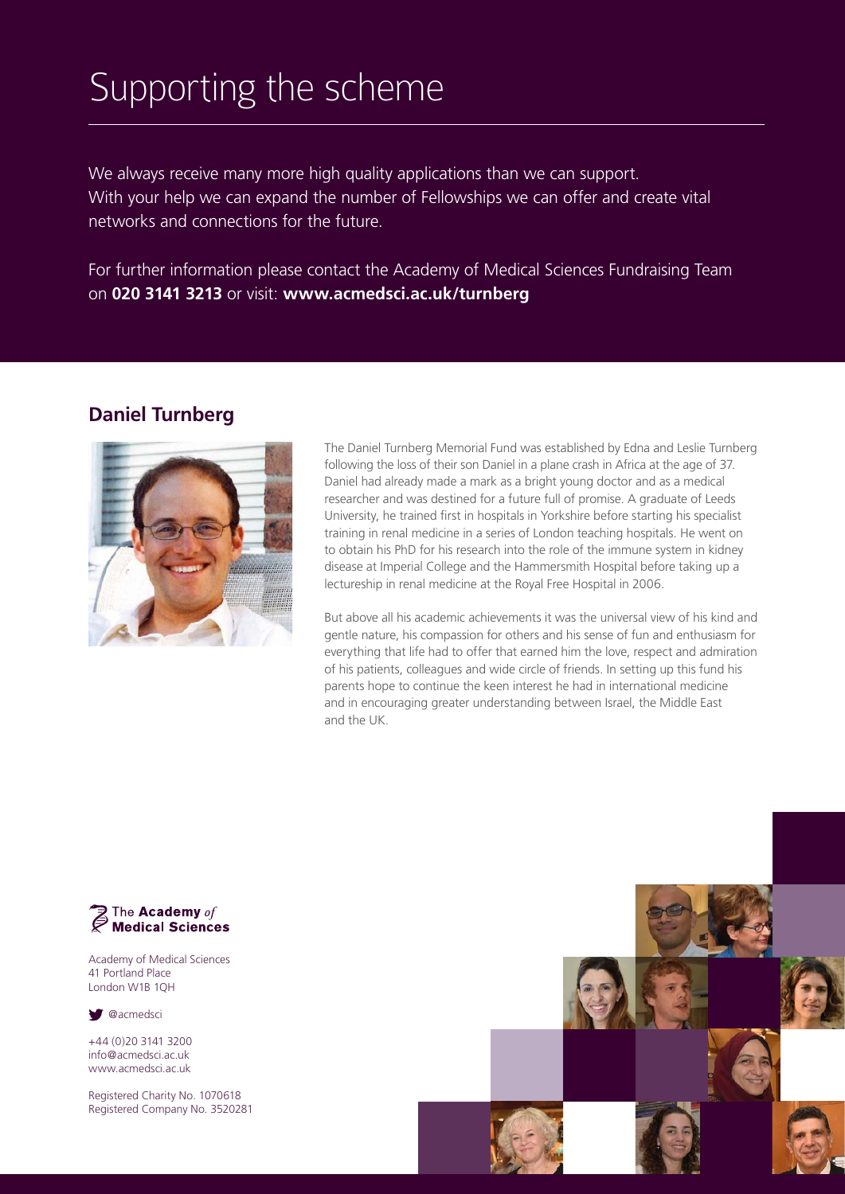# Supporting the scheme

We always receive many more high quality applications than we can support. With your help we can expand the number of Fellowships we can offer and create vital networks and connections for the future.

For further information please contact the Academy of Medical Sciences Fundraising Team on **020 3141 3213** or visit: **www.acmedsci.ac.uk/turnberg**

## Daniel Turnberg

The Daniel Turnberg Memorial Fund was established by Edna and Leslie Turnberg following the loss of their son Daniel in a plane crash in Africa at the age of 37. Daniel had already made a mark as a bright young doctor and as a medical researcher and was destined for a future full of promise. A graduate of Leeds University, he trained first in hospitals in Yorkshire before starting his specialist training in renal medicine in a series of London teaching hospitals. He went on to obtain his PhD for his research into the role of the immune system in kidney disease at Imperial College and the Hammersmith Hospital before taking up a lectureship in renal medicine at the Royal Free Hospital in 2006.

But above all his academic achievements it was the universal view of his kind and gentle nature, his compassion for others and his sense of fun and enthusiasm for everything that life had to offer that earned him the love, respect and admiration of his patients, colleagues and wide circle of friends. In setting up this fund his parents hope to continue the keen interest he had in international medicine and in encouraging greater understanding between Israel, the Middle East and the UK.

The **Academy** *of* **Medical Sciences**

Academy of Medical Sciences
41 Portland Place
London W1B 1QH

@acmedsci

+44 (0)20 3141 3200
info@acmedsci.ac.uk
www.acmedsci.ac.uk

Registered Charity No. 1070618
Registered Company No. 3520281